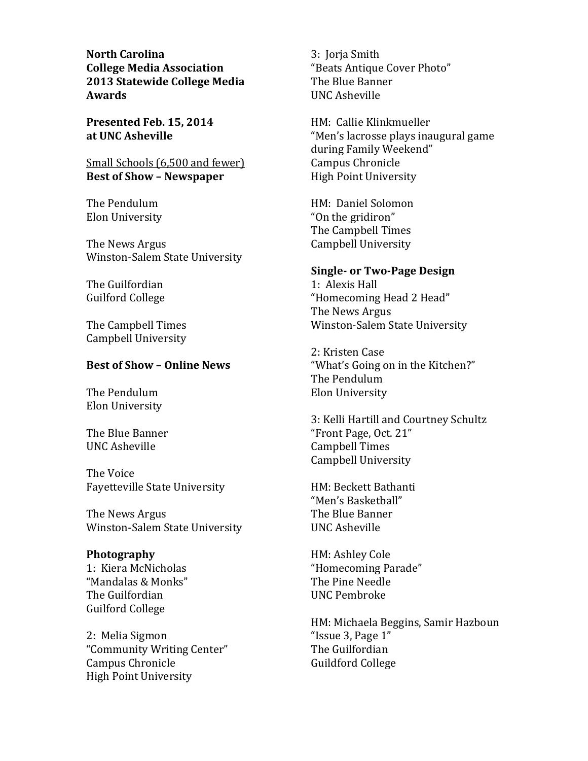**North Carolina**
**College Media Association**
**2013 Statewide College Media Awards**

**Presented Feb. 15, 2014**
**at UNC Asheville**

Small Schools (6,500 and fewer)

**Best of Show – Newspaper**

The Pendulum
Elon University

The News Argus
Winston-Salem State University

The Guilfordian
Guilford College

The Campbell Times
Campbell University

**Best of Show – Online News**

The Pendulum
Elon University

The Blue Banner
UNC Asheville

The Voice
Fayetteville State University

The News Argus
Winston-Salem State University

**Photography**

1: Kiera McNicholas
"Mandalas & Monks"
The Guilfordian
Guilford College

2: Melia Sigmon
"Community Writing Center"
Campus Chronicle
High Point University

3: Jorja Smith
"Beats Antique Cover Photo"
The Blue Banner
UNC Asheville

HM: Callie Klinkmueller
"Men's lacrosse plays inaugural game during Family Weekend"
Campus Chronicle
High Point University

HM: Daniel Solomon
"On the gridiron"
The Campbell Times
Campbell University

**Single- or Two-Page Design**

1: Alexis Hall
"Homecoming Head 2 Head"
The News Argus
Winston-Salem State University

2: Kristen Case
"What's Going on in the Kitchen?"
The Pendulum
Elon University

3: Kelli Hartill and Courtney Schultz
"Front Page, Oct. 21"
Campbell Times
Campbell University

HM: Beckett Bathanti
"Men's Basketball"
The Blue Banner
UNC Asheville

HM: Ashley Cole
"Homecoming Parade"
The Pine Needle
UNC Pembroke

HM: Michaela Beggins, Samir Hazboun
"Issue 3, Page 1"
The Guilfordian
Guildford College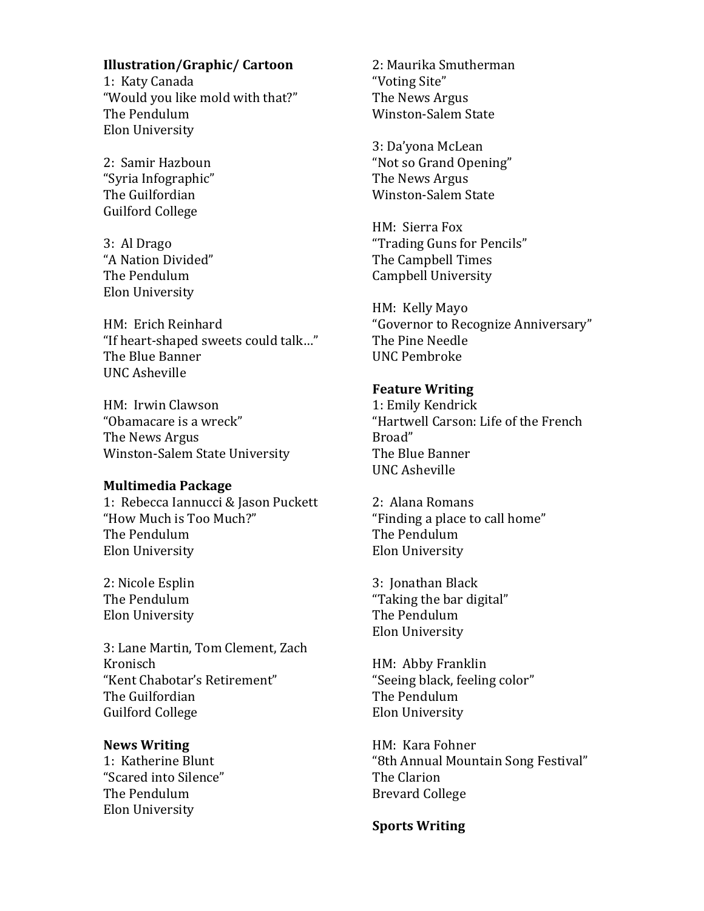**Illustration/Graphic/ Cartoon**

1: Katy Canada
"Would you like mold with that?"
The Pendulum
Elon University

2: Samir Hazboun
"Syria Infographic"
The Guilfordian
Guilford College

3: Al Drago
"A Nation Divided"
The Pendulum
Elon University

HM: Erich Reinhard
"If heart-shaped sweets could talk…"
The Blue Banner
UNC Asheville

HM: Irwin Clawson
"Obamacare is a wreck"
The News Argus
Winston-Salem State University

**Multimedia Package**

1: Rebecca Iannucci & Jason Puckett
"How Much is Too Much?"
The Pendulum
Elon University

2: Nicole Esplin
The Pendulum
Elon University

3: Lane Martin, Tom Clement, Zach Kronisch
"Kent Chabotar's Retirement"
The Guilfordian
Guilford College

**News Writing**

1: Katherine Blunt
"Scared into Silence"
The Pendulum
Elon University

2: Maurika Smutherman
"Voting Site"
The News Argus
Winston-Salem State

3: Da'yona McLean
"Not so Grand Opening"
The News Argus
Winston-Salem State

HM: Sierra Fox
"Trading Guns for Pencils"
The Campbell Times
Campbell University

HM: Kelly Mayo
"Governor to Recognize Anniversary"
The Pine Needle
UNC Pembroke

**Feature Writing**

1: Emily Kendrick
"Hartwell Carson: Life of the French Broad"
The Blue Banner
UNC Asheville

2: Alana Romans
"Finding a place to call home"
The Pendulum
Elon University

3: Jonathan Black
"Taking the bar digital"
The Pendulum
Elon University

HM: Abby Franklin
"Seeing black, feeling color"
The Pendulum
Elon University

HM: Kara Fohner
"8th Annual Mountain Song Festival"
The Clarion
Brevard College

**Sports Writing**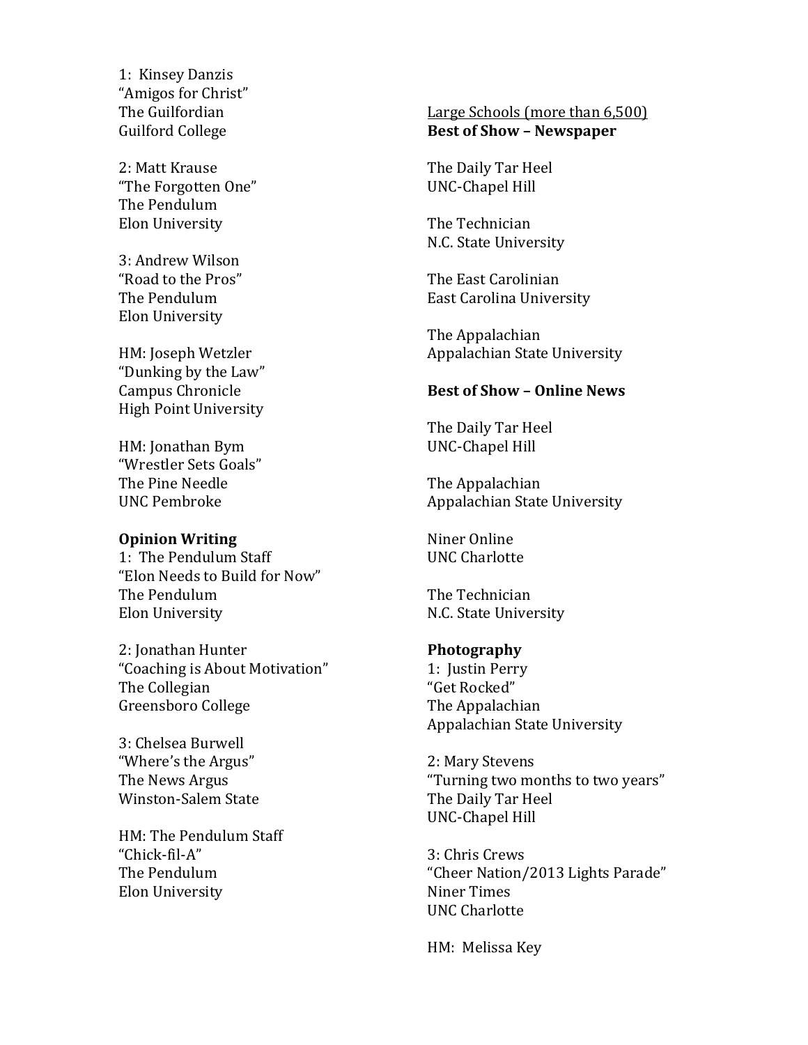1: Kinsey Danzis
"Amigos for Christ"
The Guilfordian
Guilford College

2: Matt Krause
"The Forgotten One"
The Pendulum
Elon University

3: Andrew Wilson
"Road to the Pros"
The Pendulum
Elon University

HM: Joseph Wetzler
"Dunking by the Law"
Campus Chronicle
High Point University

HM: Jonathan Bym
"Wrestler Sets Goals"
The Pine Needle
UNC Pembroke

**Opinion Writing**

1: The Pendulum Staff
"Elon Needs to Build for Now"
The Pendulum
Elon University

2: Jonathan Hunter
"Coaching is About Motivation"
The Collegian
Greensboro College

3: Chelsea Burwell
"Where's the Argus"
The News Argus
Winston-Salem State

HM: The Pendulum Staff
"Chick-fil-A"
The Pendulum
Elon University

<u>Large Schools (more than 6,500)</u>

**Best of Show – Newspaper**

The Daily Tar Heel
UNC-Chapel Hill

The Technician
N.C. State University

The East Carolinian
East Carolina University

The Appalachian
Appalachian State University

**Best of Show – Online News**

The Daily Tar Heel
UNC-Chapel Hill

The Appalachian
Appalachian State University

Niner Online
UNC Charlotte

The Technician
N.C. State University

**Photography**

1: Justin Perry
"Get Rocked"
The Appalachian
Appalachian State University

2: Mary Stevens
"Turning two months to two years"
The Daily Tar Heel
UNC-Chapel Hill

3: Chris Crews
"Cheer Nation/2013 Lights Parade"
Niner Times
UNC Charlotte

HM: Melissa Key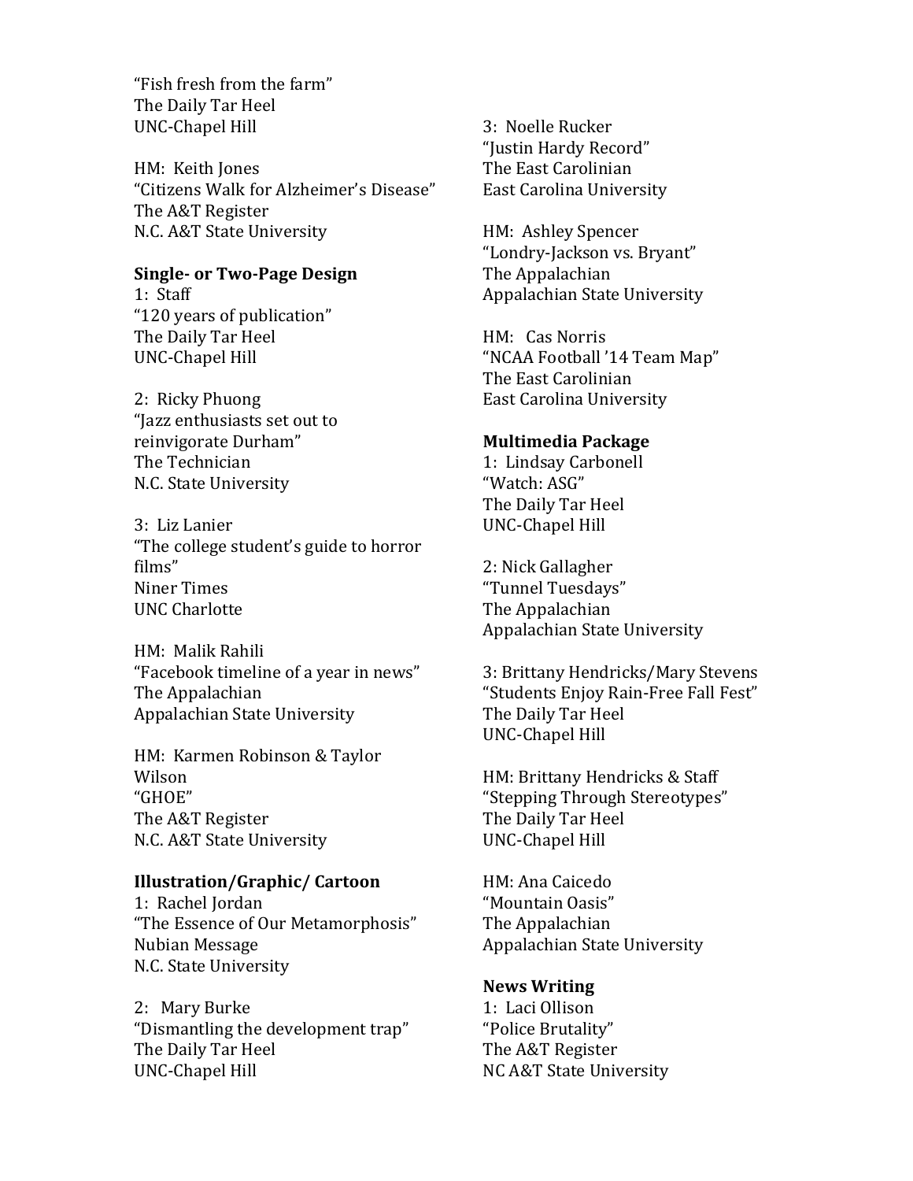"Fish fresh from the farm"
The Daily Tar Heel
UNC-Chapel Hill

HM: Keith Jones
"Citizens Walk for Alzheimer's Disease"
The A&T Register
N.C. A&T State University

**Single- or Two-Page Design**

1: Staff
"120 years of publication"
The Daily Tar Heel
UNC-Chapel Hill

2: Ricky Phuong
"Jazz enthusiasts set out to reinvigorate Durham"
The Technician
N.C. State University

3: Liz Lanier
"The college student's guide to horror films"
Niner Times
UNC Charlotte

HM: Malik Rahili
"Facebook timeline of a year in news"
The Appalachian
Appalachian State University

HM: Karmen Robinson & Taylor Wilson
"GHOE"
The A&T Register
N.C. A&T State University

**Illustration/Graphic/ Cartoon**

1: Rachel Jordan
"The Essence of Our Metamorphosis"
Nubian Message
N.C. State University

2: Mary Burke
"Dismantling the development trap"
The Daily Tar Heel
UNC-Chapel Hill

3: Noelle Rucker
"Justin Hardy Record"
The East Carolinian
East Carolina University

HM: Ashley Spencer
"Londry-Jackson vs. Bryant"
The Appalachian
Appalachian State University

HM: Cas Norris
"NCAA Football '14 Team Map"
The East Carolinian
East Carolina University

**Multimedia Package**

1: Lindsay Carbonell
"Watch: ASG"
The Daily Tar Heel
UNC-Chapel Hill

2: Nick Gallagher
"Tunnel Tuesdays"
The Appalachian
Appalachian State University

3: Brittany Hendricks/Mary Stevens
"Students Enjoy Rain-Free Fall Fest"
The Daily Tar Heel
UNC-Chapel Hill

HM: Brittany Hendricks & Staff
"Stepping Through Stereotypes"
The Daily Tar Heel
UNC-Chapel Hill

HM: Ana Caicedo
"Mountain Oasis"
The Appalachian
Appalachian State University

**News Writing**

1: Laci Ollison
"Police Brutality"
The A&T Register
NC A&T State University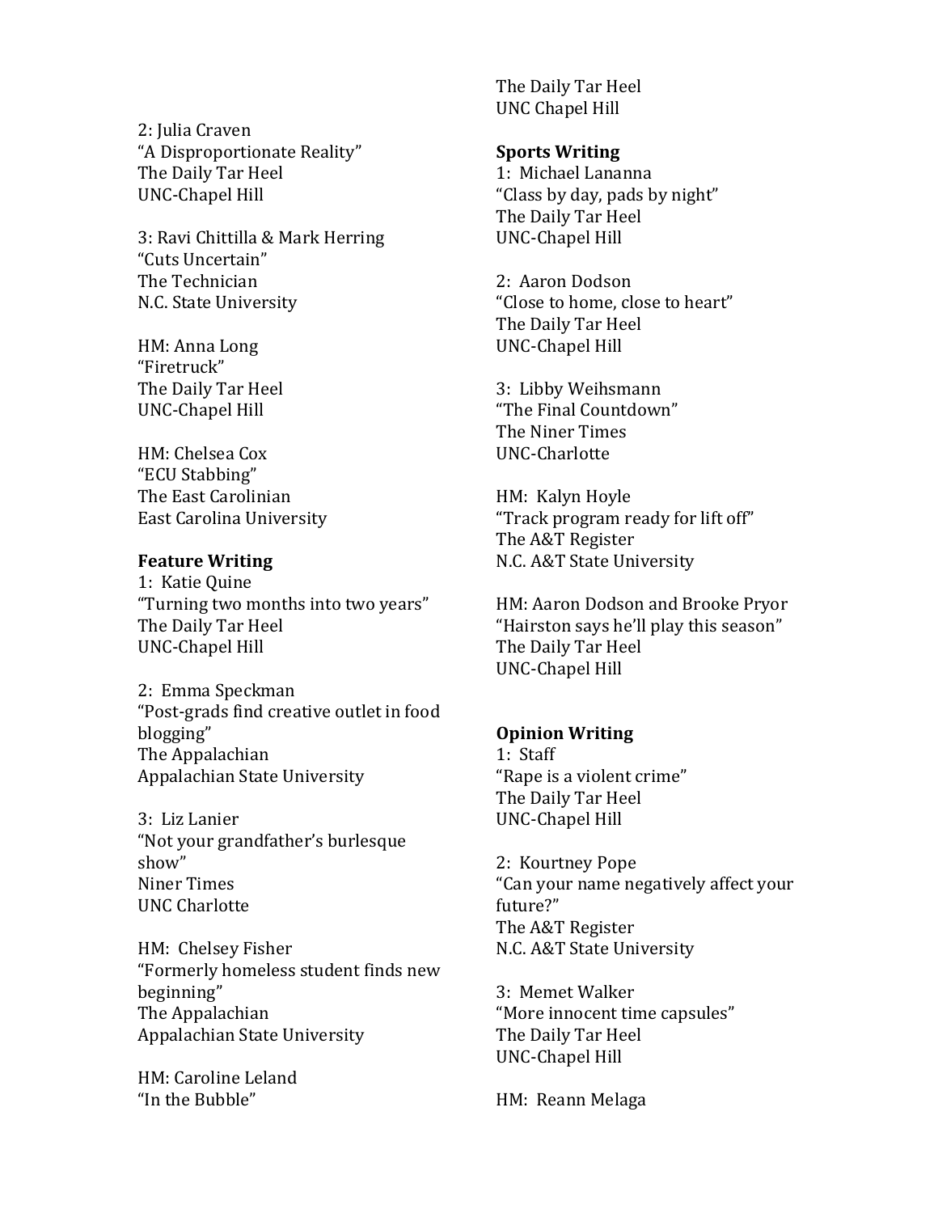2: Julia Craven
"A Disproportionate Reality"
The Daily Tar Heel
UNC-Chapel Hill

3: Ravi Chittilla & Mark Herring
"Cuts Uncertain"
The Technician
N.C. State University

HM: Anna Long
"Firetruck"
The Daily Tar Heel
UNC-Chapel Hill

HM: Chelsea Cox
"ECU Stabbing"
The East Carolinian
East Carolina University

**Feature Writing**
1: Katie Quine
"Turning two months into two years"
The Daily Tar Heel
UNC-Chapel Hill

2: Emma Speckman
"Post-grads find creative outlet in food blogging"
The Appalachian
Appalachian State University

3: Liz Lanier
"Not your grandfather's burlesque show"
Niner Times
UNC Charlotte

HM: Chelsey Fisher
"Formerly homeless student finds new beginning"
The Appalachian
Appalachian State University

HM: Caroline Leland
"In the Bubble"
The Daily Tar Heel
UNC Chapel Hill

**Sports Writing**
1: Michael Lananna
"Class by day, pads by night"
The Daily Tar Heel
UNC-Chapel Hill

2: Aaron Dodson
"Close to home, close to heart"
The Daily Tar Heel
UNC-Chapel Hill

3: Libby Weihsmann
"The Final Countdown"
The Niner Times
UNC-Charlotte

HM: Kalyn Hoyle
"Track program ready for lift off"
The A&T Register
N.C. A&T State University

HM: Aaron Dodson and Brooke Pryor
"Hairston says he'll play this season"
The Daily Tar Heel
UNC-Chapel Hill

**Opinion Writing**
1: Staff
"Rape is a violent crime"
The Daily Tar Heel
UNC-Chapel Hill

2: Kourtney Pope
"Can your name negatively affect your future?"
The A&T Register
N.C. A&T State University

3: Memet Walker
"More innocent time capsules"
The Daily Tar Heel
UNC-Chapel Hill

HM: Reann Melaga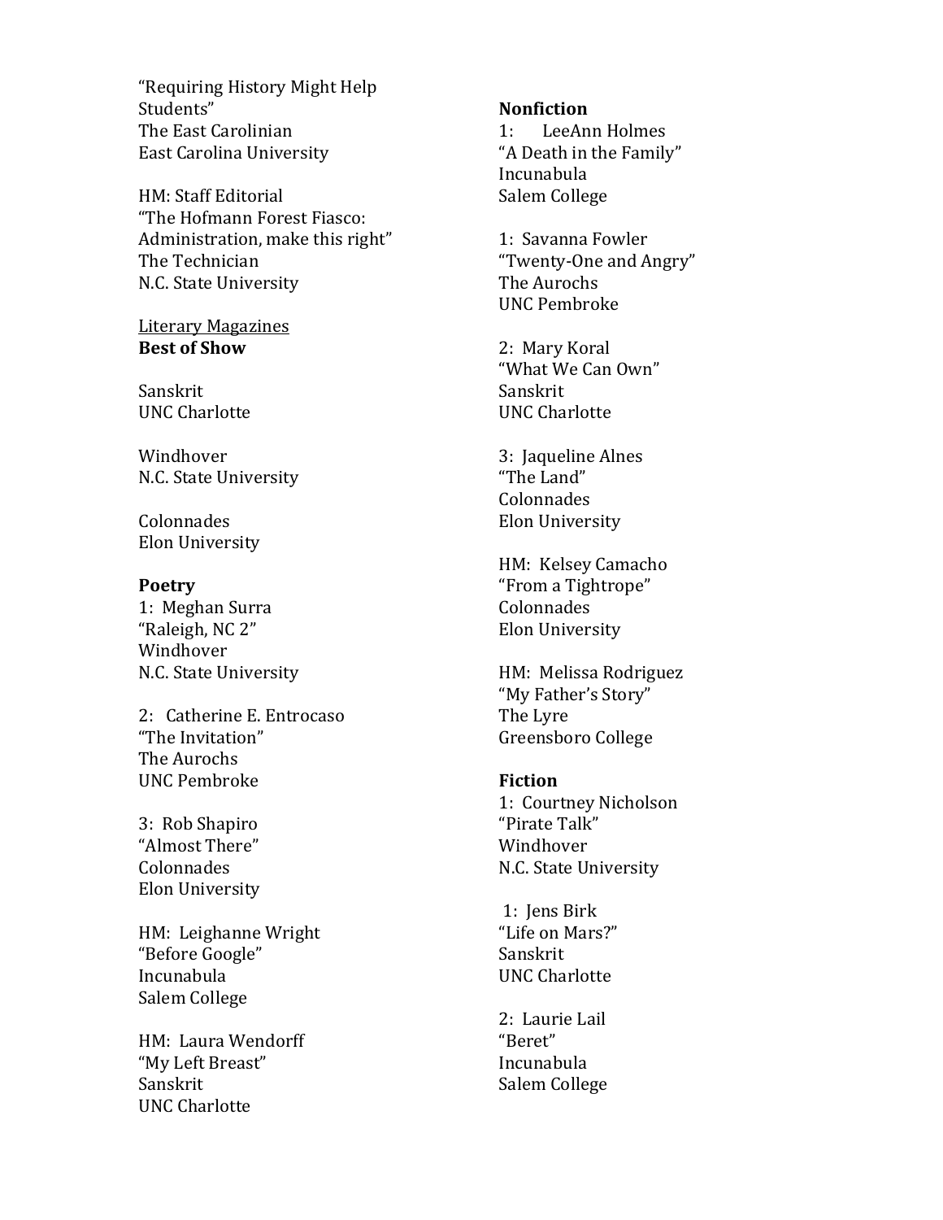"Requiring History Might Help Students"
The East Carolinian
East Carolina University

HM: Staff Editorial
"The Hofmann Forest Fiasco: Administration, make this right"
The Technician
N.C. State University

Literary Magazines

**Best of Show**

Sanskrit
UNC Charlotte

Windhover
N.C. State University

Colonnades
Elon University

**Poetry**

1: Meghan Surra
"Raleigh, NC 2"
Windhover
N.C. State University

2: Catherine E. Entrocaso
"The Invitation"
The Aurochs
UNC Pembroke

3: Rob Shapiro
"Almost There"
Colonnades
Elon University

HM: Leighanne Wright
"Before Google"
Incunabula
Salem College

HM: Laura Wendorff
"My Left Breast"
Sanskrit
UNC Charlotte

**Nonfiction**

1: LeeAnn Holmes
"A Death in the Family"
Incunabula
Salem College

1: Savanna Fowler
"Twenty-One and Angry"
The Aurochs
UNC Pembroke

2: Mary Koral
"What We Can Own"
Sanskrit
UNC Charlotte

3: Jaqueline Alnes
"The Land"
Colonnades
Elon University

HM: Kelsey Camacho
"From a Tightrope"
Colonnades
Elon University

HM: Melissa Rodriguez
"My Father's Story"
The Lyre
Greensboro College

**Fiction**

1: Courtney Nicholson
"Pirate Talk"
Windhover
N.C. State University

1: Jens Birk
"Life on Mars?"
Sanskrit
UNC Charlotte

2: Laurie Lail
"Beret"
Incunabula
Salem College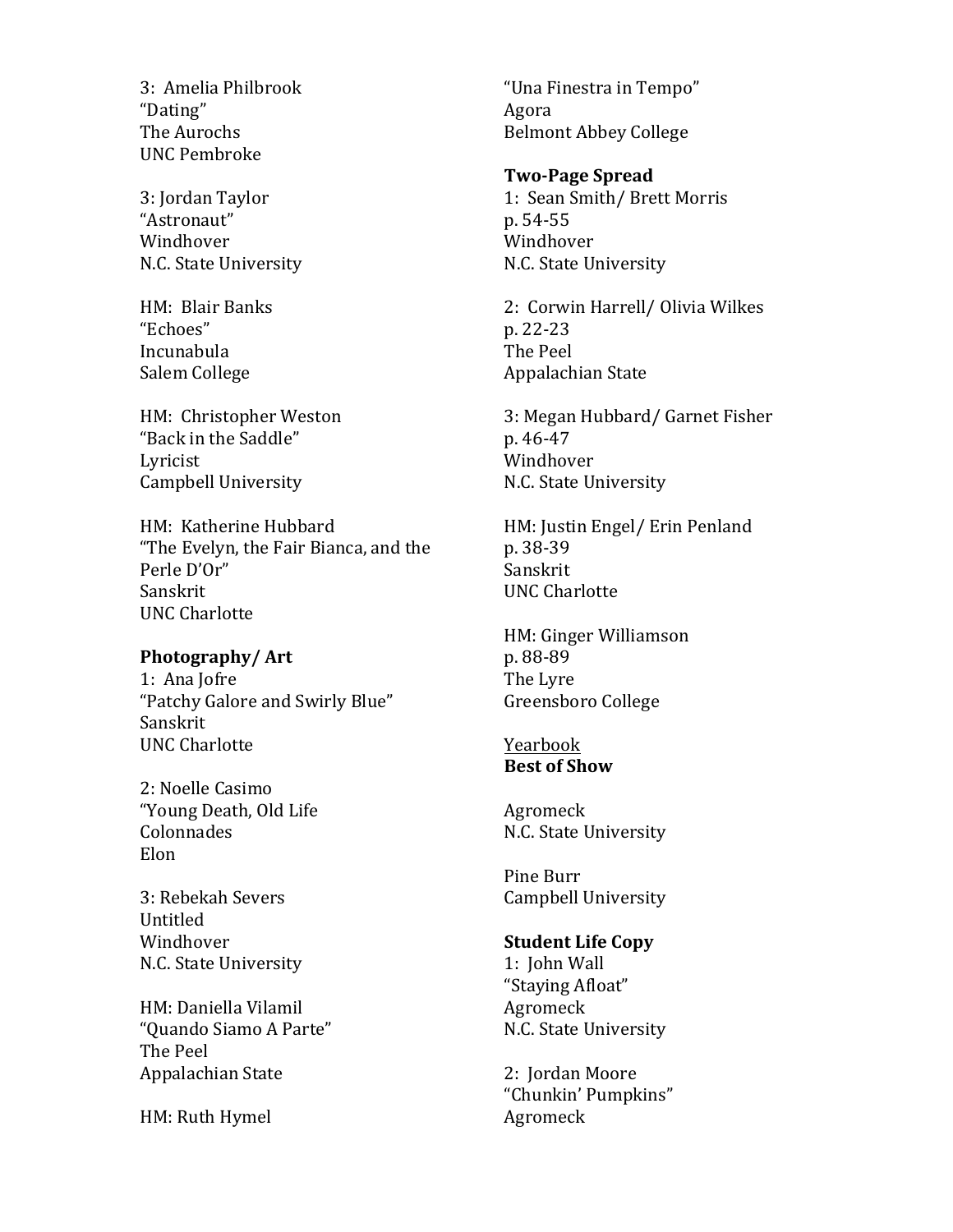3: Amelia Philbrook
"Dating"
The Aurochs
UNC Pembroke

3: Jordan Taylor
"Astronaut"
Windhover
N.C. State University

HM: Blair Banks
"Echoes"
Incunabula
Salem College

HM: Christopher Weston
"Back in the Saddle"
Lyricist
Campbell University

HM: Katherine Hubbard
"The Evelyn, the Fair Bianca, and the Perle D'Or"
Sanskrit
UNC Charlotte

**Photography/ Art**
1: Ana Jofre
"Patchy Galore and Swirly Blue"
Sanskrit
UNC Charlotte

2: Noelle Casimo
"Young Death, Old Life
Colonnades
Elon

3: Rebekah Severs
Untitled
Windhover
N.C. State University

HM: Daniella Vilamil
"Quando Siamo A Parte"
The Peel
Appalachian State

HM: Ruth Hymel
"Una Finestra in Tempo"
Agora
Belmont Abbey College

**Two-Page Spread**
1: Sean Smith/ Brett Morris
p. 54-55
Windhover
N.C. State University

2: Corwin Harrell/ Olivia Wilkes
p. 22-23
The Peel
Appalachian State

3: Megan Hubbard/ Garnet Fisher
p. 46-47
Windhover
N.C. State University

HM: Justin Engel/ Erin Penland
p. 38-39
Sanskrit
UNC Charlotte

HM: Ginger Williamson
p. 88-89
The Lyre
Greensboro College

<u>Yearbook</u>
**Best of Show**

Agromeck
N.C. State University

Pine Burr
Campbell University

**Student Life Copy**
1: John Wall
"Staying Afloat"
Agromeck
N.C. State University

2: Jordan Moore
"Chunkin' Pumpkins"
Agromeck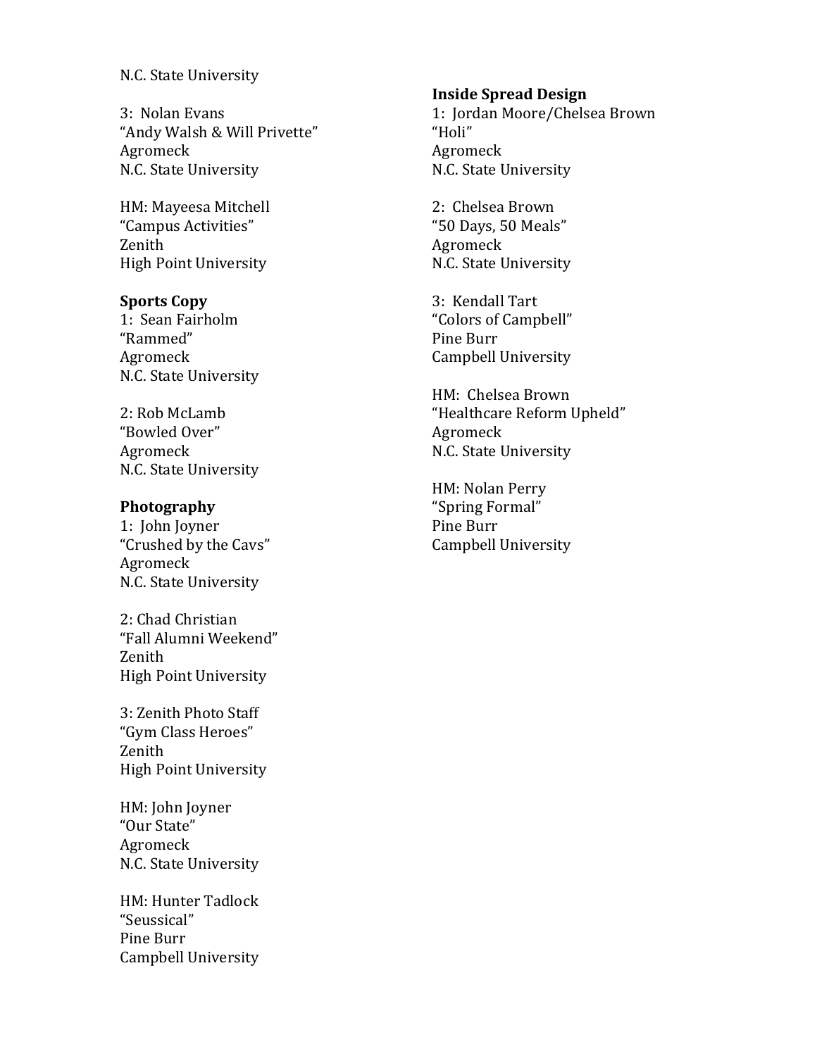N.C. State University

3: Nolan Evans
"Andy Walsh & Will Privette"
Agromeck
N.C. State University

HM: Mayeesa Mitchell
"Campus Activities"
Zenith
High Point University

**Sports Copy**
1: Sean Fairholm
"Rammed"
Agromeck
N.C. State University

2: Rob McLamb
"Bowled Over"
Agromeck
N.C. State University

**Photography**
1: John Joyner
"Crushed by the Cavs"
Agromeck
N.C. State University

2: Chad Christian
"Fall Alumni Weekend"
Zenith
High Point University

3: Zenith Photo Staff
"Gym Class Heroes"
Zenith
High Point University

HM: John Joyner
"Our State"
Agromeck
N.C. State University

HM: Hunter Tadlock
"Seussical"
Pine Burr
Campbell University

**Inside Spread Design**
1: Jordan Moore/Chelsea Brown
"Holi"
Agromeck
N.C. State University

2: Chelsea Brown
"50 Days, 50 Meals"
Agromeck
N.C. State University

3: Kendall Tart
"Colors of Campbell"
Pine Burr
Campbell University

HM: Chelsea Brown
"Healthcare Reform Upheld"
Agromeck
N.C. State University

HM: Nolan Perry
"Spring Formal"
Pine Burr
Campbell University